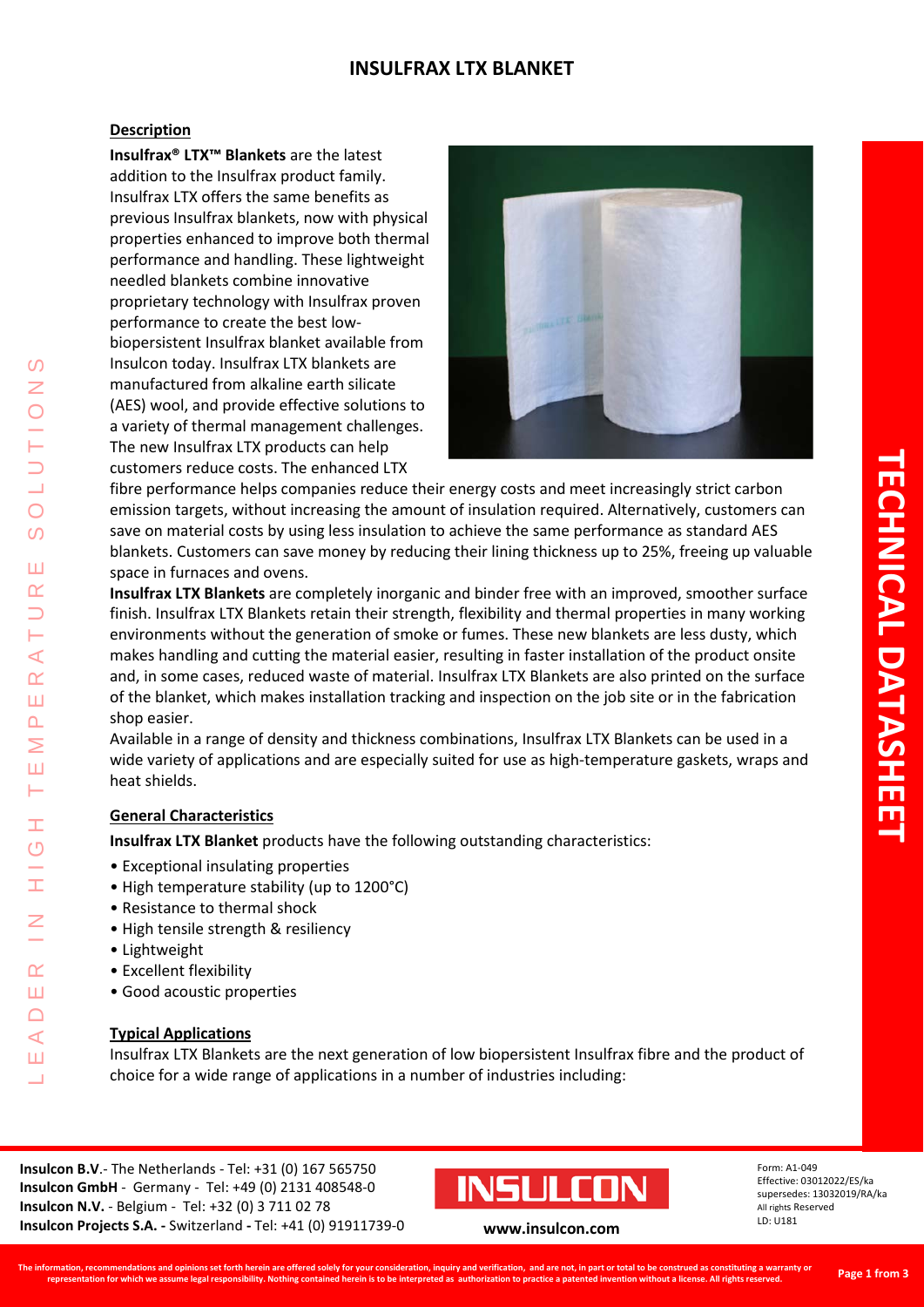# INSULFRAX LTX BLANKET

## Description

**Insulfrax® LTX™ Blankets** are the latest addition to the Insulfrax product family. Insulfrax LTX offers the same benefits as previous Insulfrax blankets, now with physical properties enhanced to improve both thermal performance and handling. These lightweight needled blankets combine innovative proprietary technology with Insulfrax proven performance to create the best low-biopersistent Insulfrax blanket available from Insulcon today. Insulfrax LTX blankets are manufactured from alkaline earth silicate (AES) wool, and provide effective solutions to a variety of thermal management challenges. The new Insulfrax LTX products can help customers reduce costs. The enhanced LTX fibre performance helps companies reduce their energy costs and meet increasingly strict carbon emission targets, without increasing the amount of insulation required. Alternatively, customers can save on material costs by using less insulation to achieve the same performance as standard AES blankets. Customers can save money by reducing their lining thickness up to 25%, freeing up valuable space in furnaces and ovens.

**Insulfrax LTX Blankets** are completely inorganic and binder free with an improved, smoother surface finish. Insulfrax LTX Blankets retain their strength, flexibility and thermal properties in many working environments without the generation of smoke or fumes. These new blankets are less dusty, which makes handling and cutting the material easier, resulting in faster installation of the product onsite and, in some cases, reduced waste of material. Insulfrax LTX Blankets are also printed on the surface of the blanket, which makes installation tracking and inspection on the job site or in the fabrication shop easier.

Available in a range of density and thickness combinations, Insulfrax LTX Blankets can be used in a wide variety of applications and are especially suited for use as high-temperature gaskets, wraps and heat shields.

## General Characteristics

**Insulfrax LTX Blanket** products have the following outstanding characteristics:

- Exceptional insulating properties
- High temperature stability (up to 1200°C)
- Resistance to thermal shock
- High tensile strength & resiliency
- Lightweight
- Excellent flexibility
- Good acoustic properties

## Typical Applications

Insulfrax LTX Blankets are the next generation of low biopersistent Insulfrax fibre and the product of choice for a wide range of applications in a number of industries including: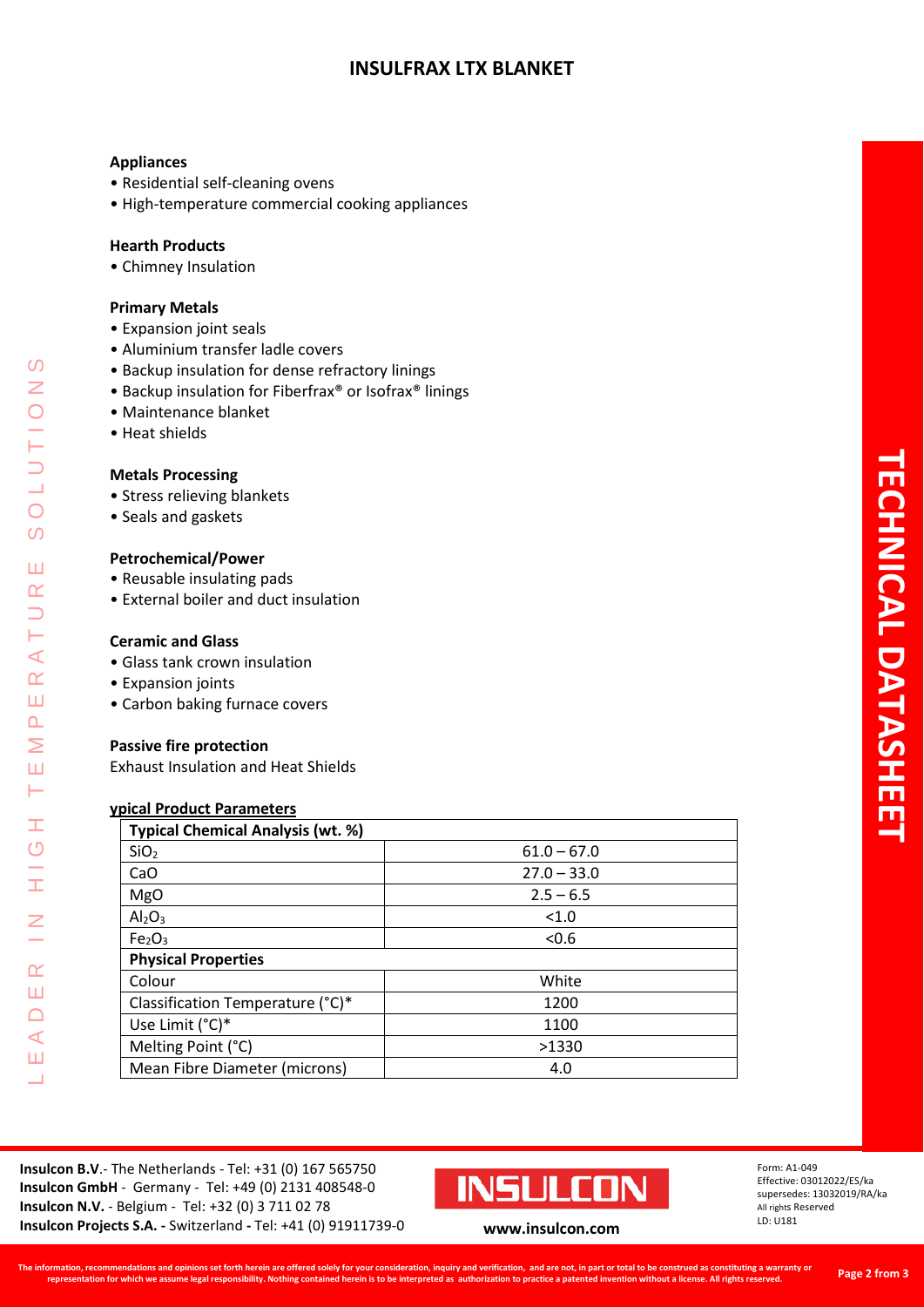# INSULFRAX LTX BLANKET

**Appliances**

- Residential self-cleaning ovens
- High-temperature commercial cooking appliances

**Hearth Products**

- Chimney Insulation

**Primary Metals**

- Expansion joint seals
- Aluminium transfer ladle covers
- Backup insulation for dense refractory linings
- Backup insulation for Fiberfrax® or Isofrax® linings
- Maintenance blanket
- Heat shields

**Metals Processing**

- Stress relieving blankets
- Seals and gaskets

**Petrochemical/Power**

- Reusable insulating pads
- External boiler and duct insulation

**Ceramic and Glass**

- Glass tank crown insulation
- Expansion joints
- Carbon baking furnace covers

**Passive fire protection**

Exhaust Insulation and Heat Shields

**ypical Product Parameters**

| **Typical Chemical Analysis (wt. %)** | |
|---|---|
| $SiO_2$ | 61.0 – 67.0 |
| CaO | 27.0 – 33.0 |
| MgO | 2.5 – 6.5 |
| $Al_2O_3$ | <1.0 |
| $Fe_2O_3$ | <0.6 |
| **Physical Properties** | |
| Colour | White |
| Classification Temperature (°C)* | 1200 |
| Use Limit (°C)* | 1100 |
| Melting Point (°C) | >1330 |
| Mean Fibre Diameter (microns) | 4.0 |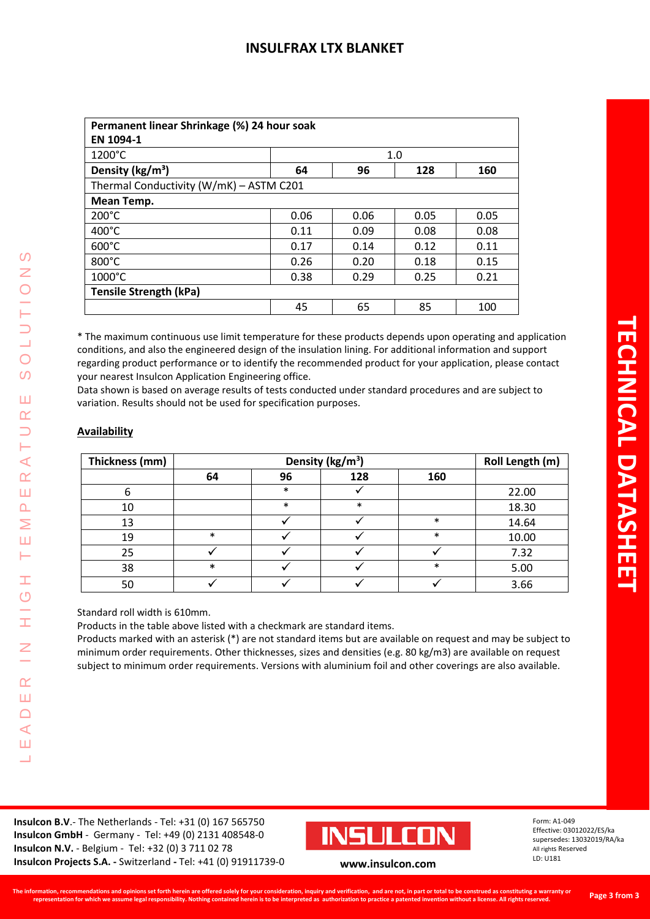# INSULFRAX LTX BLANKET

| Permanent linear Shrinkage (%) 24 hour soak EN 1094-1 | | | | |
|---|---|---|---|---|
| 1200°C | 1.0 | | | |
| **Density (kg/m³)** | **64** | **96** | **128** | **160** |
| Thermal Conductivity (W/mK) – ASTM C201 | | | | |
| **Mean Temp.** | | | | |
| 200°C | 0.06 | 0.06 | 0.05 | 0.05 |
| 400°C | 0.11 | 0.09 | 0.08 | 0.08 |
| 600°C | 0.17 | 0.14 | 0.12 | 0.11 |
| 800°C | 0.26 | 0.20 | 0.18 | 0.15 |
| 1000°C | 0.38 | 0.29 | 0.25 | 0.21 |
| **Tensile Strength (kPa)** | | | | |
| | 45 | 65 | 85 | 100 |

* The maximum continuous use limit temperature for these products depends upon operating and application conditions, and also the engineered design of the insulation lining. For additional information and support regarding product performance or to identify the recommended product for your application, please contact your nearest Insulcon Application Engineering office.
Data shown is based on average results of tests conducted under standard procedures and are subject to variation. Results should not be used for specification purposes.

**Availability**

| Thickness (mm) | Density (kg/m³) | | | | Roll Length (m) |
|---|---|---|---|---|---|
| | 64 | 96 | 128 | 160 | |
| 6 | | * | ✓ | | 22.00 |
| 10 | | * | * | | 18.30 |
| 13 | | ✓ | ✓ | * | 14.64 |
| 19 | * | ✓ | ✓ | * | 10.00 |
| 25 | ✓ | ✓ | ✓ | ✓ | 7.32 |
| 38 | * | ✓ | ✓ | * | 5.00 |
| 50 | ✓ | ✓ | ✓ | ✓ | 3.66 |

Standard roll width is 610mm.
Products in the table above listed with a checkmark are standard items.
Products marked with an asterisk (*) are not standard items but are available on request and may be subject to minimum order requirements. Other thicknesses, sizes and densities (e.g. 80 kg/m3) are available on request subject to minimum order requirements. Versions with aluminium foil and other coverings are also available.

**Insulcon B.V**.- The Netherlands - Tel: +31 (0) 167 565750
**Insulcon GmbH** - Germany - Tel: +49 (0) 2131 408548-0
**Insulcon N.V.** - Belgium - Tel: +32 (0) 3 711 02 78
**Insulcon Projects S.A. -** Switzerland **-** Tel: +41 (0) 91911739-0

**www.insulcon.com**

Form: A1-049
Effective: 03012022/ES/ka
supersedes: 13032019/RA/ka
All rights Reserved
LD: U181

The information, recommendations and opinions set forth herein are offered solely for your consideration, inquiry and verification, and are not, in part or total to be construed as constituting a warranty or representation for which we assume legal responsibility. Nothing contained herein is to be interpreted as authorization to practice a patented invention without a license. All rights reserved.